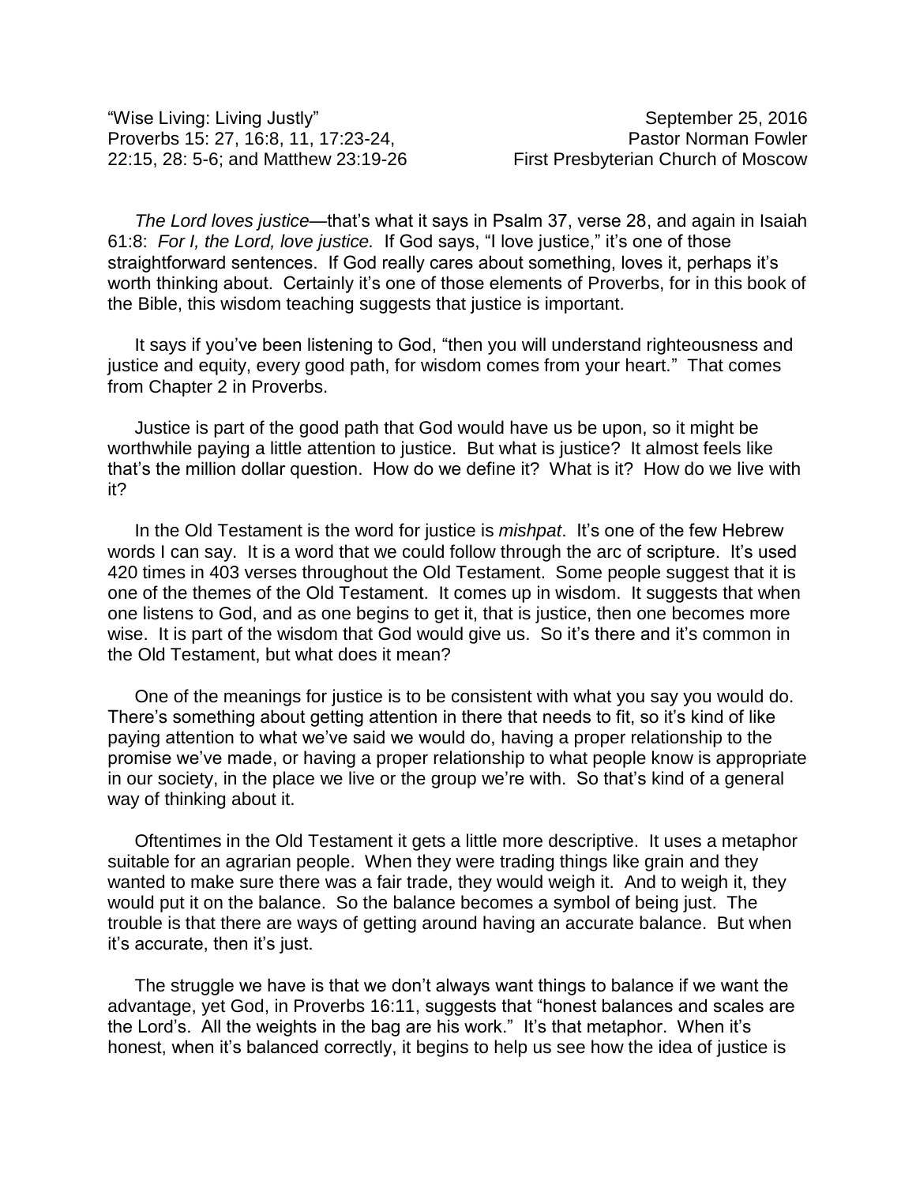“Wise Living: Living Justly” September 25, 2016
Proverbs 15: 27, 16:8, 11, 17:23-24, 22:15, 28: 5-6; and Matthew 23:19-26
Pastor Norman Fowler
First Presbyterian Church of Moscow

*The Lord loves justice*—that’s what it says in Psalm 37, verse 28, and again in Isaiah 61:8: *For I, the Lord, love justice.* If God says, “I love justice,” it’s one of those straightforward sentences. If God really cares about something, loves it, perhaps it’s worth thinking about. Certainly it’s one of those elements of Proverbs, for in this book of the Bible, this wisdom teaching suggests that justice is important.

It says if you’ve been listening to God, “then you will understand righteousness and justice and equity, every good path, for wisdom comes from your heart.” That comes from Chapter 2 in Proverbs.

Justice is part of the good path that God would have us be upon, so it might be worthwhile paying a little attention to justice. But what is justice? It almost feels like that’s the million dollar question. How do we define it? What is it? How do we live with it?

In the Old Testament is the word for justice is *mishpat*. It’s one of the few Hebrew words I can say. It is a word that we could follow through the arc of scripture. It’s used 420 times in 403 verses throughout the Old Testament. Some people suggest that it is one of the themes of the Old Testament. It comes up in wisdom. It suggests that when one listens to God, and as one begins to get it, that is justice, then one becomes more wise. It is part of the wisdom that God would give us. So it’s there and it’s common in the Old Testament, but what does it mean?

One of the meanings for justice is to be consistent with what you say you would do. There’s something about getting attention in there that needs to fit, so it’s kind of like paying attention to what we’ve said we would do, having a proper relationship to the promise we’ve made, or having a proper relationship to what people know is appropriate in our society, in the place we live or the group we’re with. So that’s kind of a general way of thinking about it.

Oftentimes in the Old Testament it gets a little more descriptive. It uses a metaphor suitable for an agrarian people. When they were trading things like grain and they wanted to make sure there was a fair trade, they would weigh it. And to weigh it, they would put it on the balance. So the balance becomes a symbol of being just. The trouble is that there are ways of getting around having an accurate balance. But when it’s accurate, then it’s just.

The struggle we have is that we don’t always want things to balance if we want the advantage, yet God, in Proverbs 16:11, suggests that “honest balances and scales are the Lord’s. All the weights in the bag are his work.” It’s that metaphor. When it’s honest, when it’s balanced correctly, it begins to help us see how the idea of justice is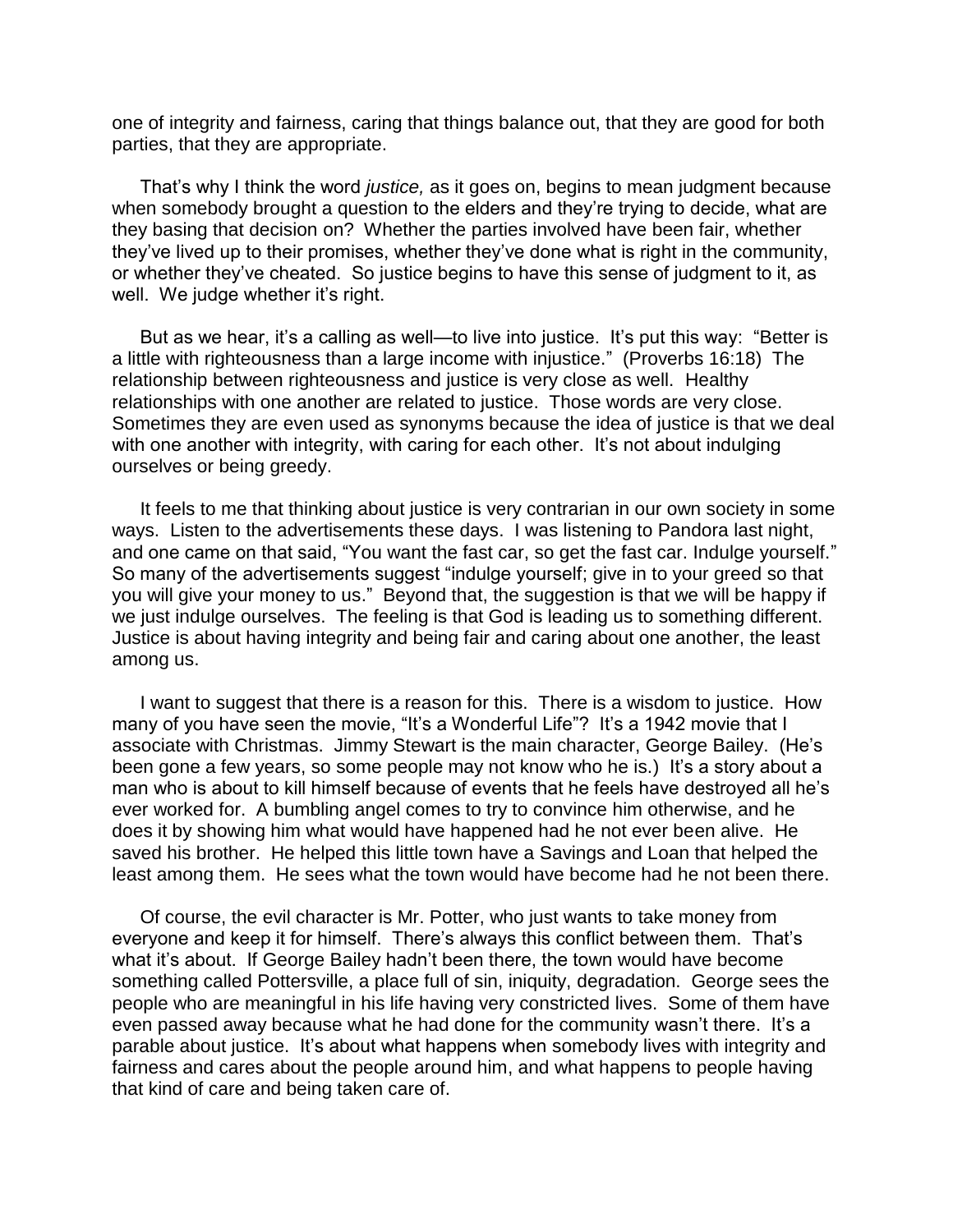one of integrity and fairness, caring that things balance out, that they are good for both parties, that they are appropriate.

That's why I think the word *justice,* as it goes on, begins to mean judgment because when somebody brought a question to the elders and they're trying to decide, what are they basing that decision on? Whether the parties involved have been fair, whether they've lived up to their promises, whether they've done what is right in the community, or whether they've cheated. So justice begins to have this sense of judgment to it, as well. We judge whether it's right.

But as we hear, it's a calling as well—to live into justice. It's put this way: "Better is a little with righteousness than a large income with injustice." (Proverbs 16:18) The relationship between righteousness and justice is very close as well. Healthy relationships with one another are related to justice. Those words are very close. Sometimes they are even used as synonyms because the idea of justice is that we deal with one another with integrity, with caring for each other. It's not about indulging ourselves or being greedy.

It feels to me that thinking about justice is very contrarian in our own society in some ways. Listen to the advertisements these days. I was listening to Pandora last night, and one came on that said, "You want the fast car, so get the fast car. Indulge yourself." So many of the advertisements suggest "indulge yourself; give in to your greed so that you will give your money to us." Beyond that, the suggestion is that we will be happy if we just indulge ourselves. The feeling is that God is leading us to something different. Justice is about having integrity and being fair and caring about one another, the least among us.

I want to suggest that there is a reason for this. There is a wisdom to justice. How many of you have seen the movie, "It's a Wonderful Life"? It's a 1942 movie that I associate with Christmas. Jimmy Stewart is the main character, George Bailey. (He's been gone a few years, so some people may not know who he is.) It's a story about a man who is about to kill himself because of events that he feels have destroyed all he's ever worked for. A bumbling angel comes to try to convince him otherwise, and he does it by showing him what would have happened had he not ever been alive. He saved his brother. He helped this little town have a Savings and Loan that helped the least among them. He sees what the town would have become had he not been there.

Of course, the evil character is Mr. Potter, who just wants to take money from everyone and keep it for himself. There's always this conflict between them. That's what it's about. If George Bailey hadn't been there, the town would have become something called Pottersville, a place full of sin, iniquity, degradation. George sees the people who are meaningful in his life having very constricted lives. Some of them have even passed away because what he had done for the community wasn't there. It's a parable about justice. It's about what happens when somebody lives with integrity and fairness and cares about the people around him, and what happens to people having that kind of care and being taken care of.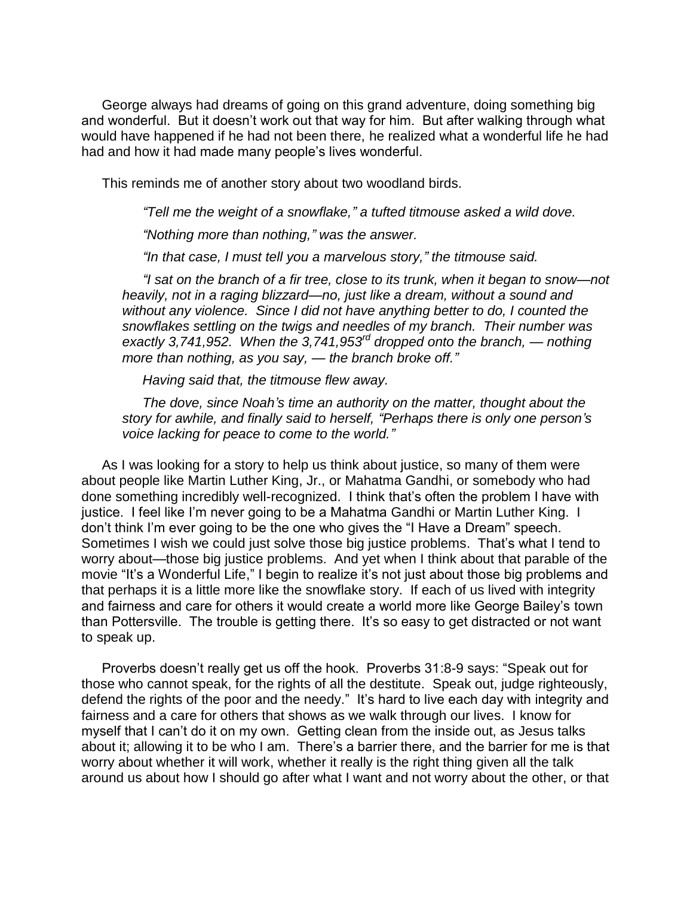George always had dreams of going on this grand adventure, doing something big and wonderful. But it doesn't work out that way for him. But after walking through what would have happened if he had not been there, he realized what a wonderful life he had had and how it had made many people's lives wonderful.

This reminds me of another story about two woodland birds.

> *"Tell me the weight of a snowflake," a tufted titmouse asked a wild dove.*
>
> *"Nothing more than nothing," was the answer.*
>
> *"In that case, I must tell you a marvelous story," the titmouse said.*
>
> *"I sat on the branch of a fir tree, close to its trunk, when it began to snow—not heavily, not in a raging blizzard—no, just like a dream, without a sound and without any violence. Since I did not have anything better to do, I counted the snowflakes settling on the twigs and needles of my branch. Their number was exactly 3,741,952. When the 3,741,953rd dropped onto the branch, — nothing more than nothing, as you say, — the branch broke off."*
>
> *Having said that, the titmouse flew away.*
>
> *The dove, since Noah's time an authority on the matter, thought about the story for awhile, and finally said to herself, "Perhaps there is only one person's voice lacking for peace to come to the world."*

As I was looking for a story to help us think about justice, so many of them were about people like Martin Luther King, Jr., or Mahatma Gandhi, or somebody who had done something incredibly well-recognized. I think that's often the problem I have with justice. I feel like I'm never going to be a Mahatma Gandhi or Martin Luther King. I don't think I'm ever going to be the one who gives the "I Have a Dream" speech. Sometimes I wish we could just solve those big justice problems. That's what I tend to worry about—those big justice problems. And yet when I think about that parable of the movie "It's a Wonderful Life," I begin to realize it's not just about those big problems and that perhaps it is a little more like the snowflake story. If each of us lived with integrity and fairness and care for others it would create a world more like George Bailey's town than Pottersville. The trouble is getting there. It's so easy to get distracted or not want to speak up.

Proverbs doesn't really get us off the hook. Proverbs 31:8-9 says: "Speak out for those who cannot speak, for the rights of all the destitute. Speak out, judge righteously, defend the rights of the poor and the needy." It's hard to live each day with integrity and fairness and a care for others that shows as we walk through our lives. I know for myself that I can't do it on my own. Getting clean from the inside out, as Jesus talks about it; allowing it to be who I am. There's a barrier there, and the barrier for me is that worry about whether it will work, whether it really is the right thing given all the talk around us about how I should go after what I want and not worry about the other, or that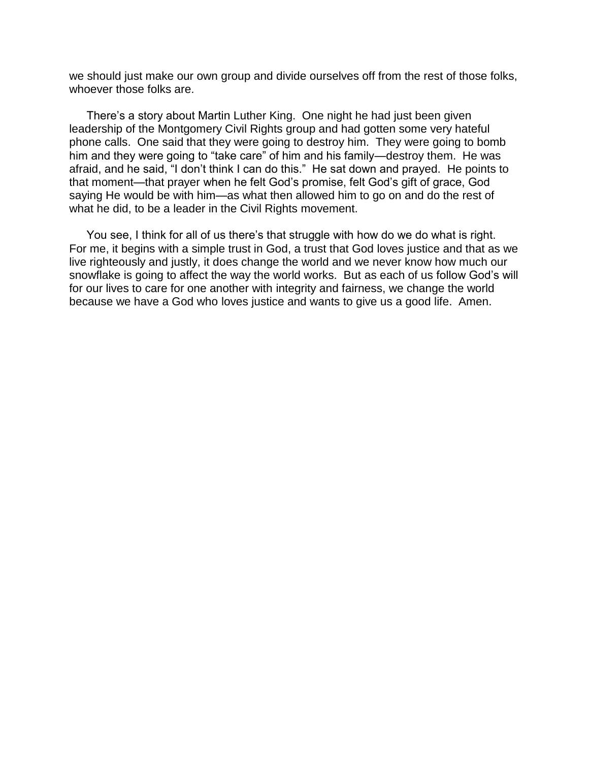we should just make our own group and divide ourselves off from the rest of those folks, whoever those folks are.

There's a story about Martin Luther King. One night he had just been given leadership of the Montgomery Civil Rights group and had gotten some very hateful phone calls. One said that they were going to destroy him. They were going to bomb him and they were going to "take care" of him and his family—destroy them. He was afraid, and he said, "I don't think I can do this." He sat down and prayed. He points to that moment—that prayer when he felt God's promise, felt God's gift of grace, God saying He would be with him—as what then allowed him to go on and do the rest of what he did, to be a leader in the Civil Rights movement.

You see, I think for all of us there's that struggle with how do we do what is right. For me, it begins with a simple trust in God, a trust that God loves justice and that as we live righteously and justly, it does change the world and we never know how much our snowflake is going to affect the way the world works. But as each of us follow God's will for our lives to care for one another with integrity and fairness, we change the world because we have a God who loves justice and wants to give us a good life. Amen.